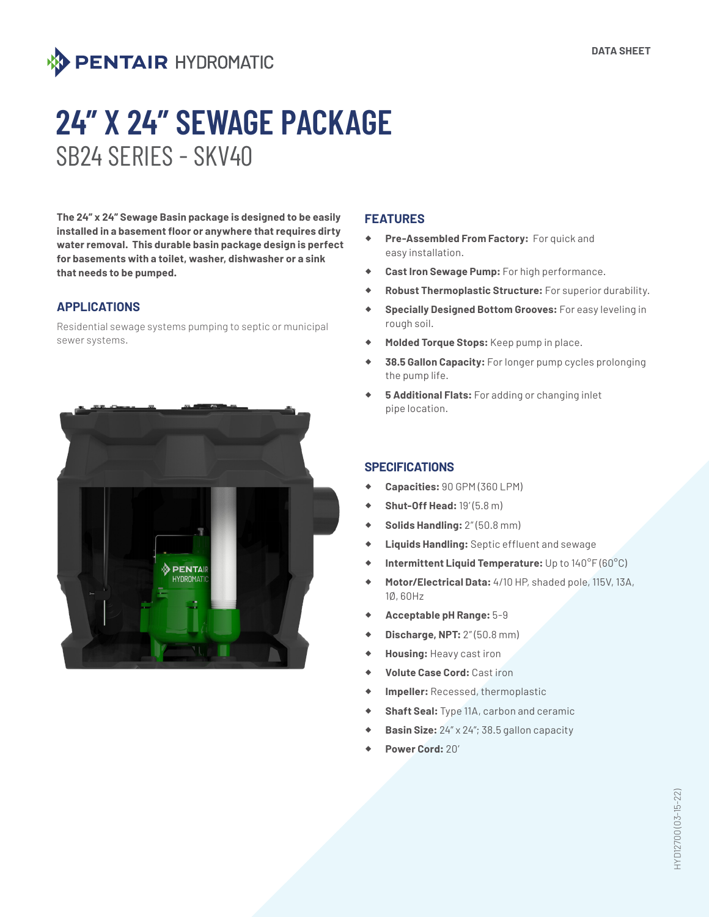PENTAIR HYDROMATIC

DATA SHEET

# 24" X 24" SEWAGE PACKAGE

## SB24 SERIES - SKV40

**The 24" x 24" Sewage Basin package is designed to be easily installed in a basement floor or anywhere that requires dirty water removal. This durable basin package design is perfect for basements with a toilet, washer, dishwasher or a sink that needs to be pumped.**

### APPLICATIONS

Residential sewage systems pumping to septic or municipal sewer systems.

### FEATURES

- **Pre-Assembled From Factory:** For quick and easy installation.
- **Cast Iron Sewage Pump:** For high performance.
- **Robust Thermoplastic Structure:** For superior durability.
- **Specially Designed Bottom Grooves:** For easy leveling in rough soil.
- **Molded Torque Stops:** Keep pump in place.
- **38.5 Gallon Capacity:** For longer pump cycles prolonging the pump life.
- **5 Additional Flats:** For adding or changing inlet pipe location.

### SPECIFICATIONS

- **Capacities:** 90 GPM (360 LPM)
- **Shut-Off Head:** 19' (5.8 m)
- **Solids Handling:** 2" (50.8 mm)
- **Liquids Handling:** Septic effluent and sewage
- **Intermittent Liquid Temperature:** Up to 140°F (60°C)
- **Motor/Electrical Data:** 4/10 HP, shaded pole, 115V, 13A, 1Ø, 60Hz
- **Acceptable pH Range:** 5-9
- **Discharge, NPT:** 2" (50.8 mm)
- **Housing:** Heavy cast iron
- **Volute Case Cord:** Cast iron
- **Impeller:** Recessed, thermoplastic
- **Shaft Seal:** Type 11A, carbon and ceramic
- **Basin Size:** 24" x 24"; 38.5 gallon capacity
- **Power Cord:** 20'

HYD12700 (03-15-22)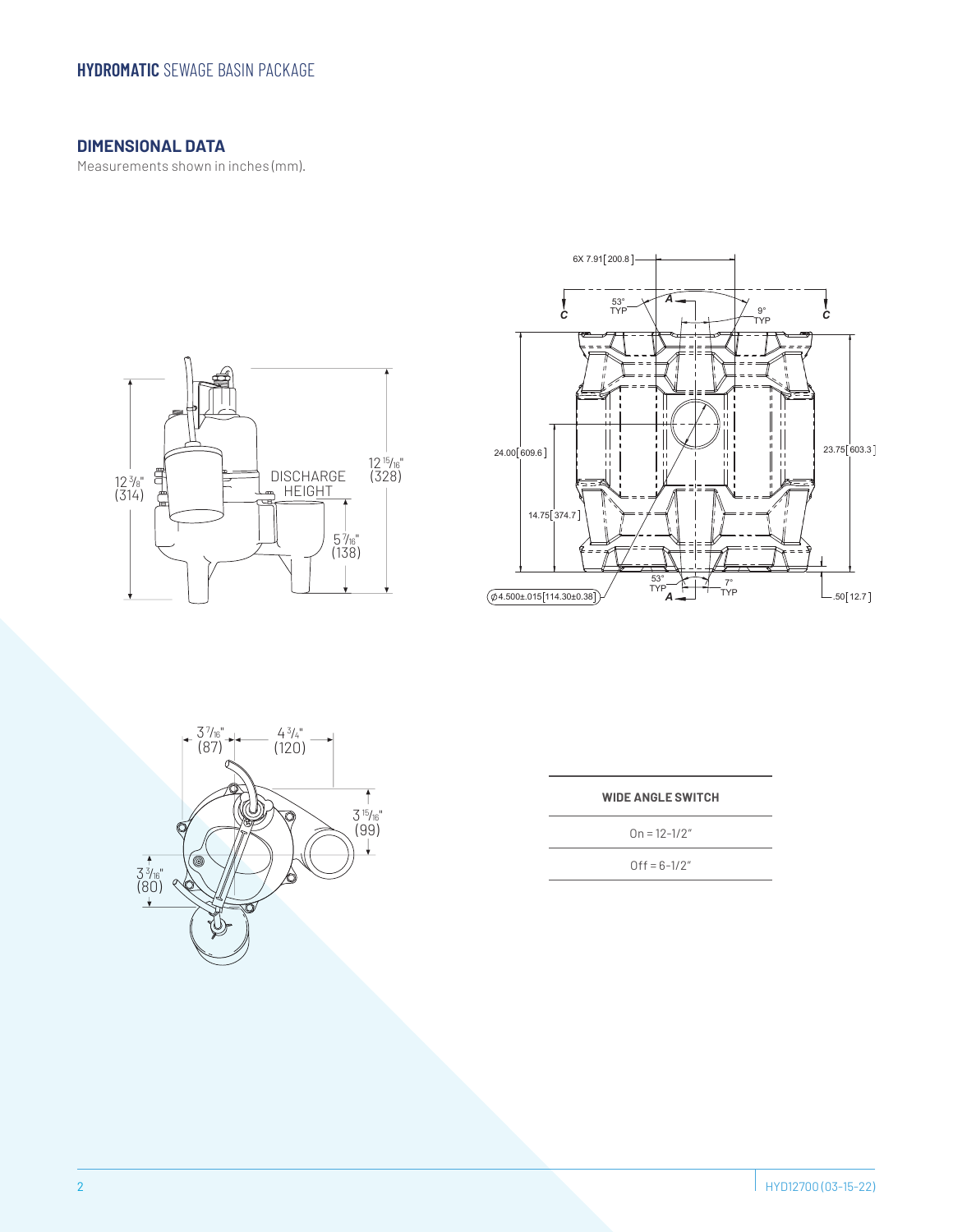## DIMENSIONAL DATA

Measurements shown in inches (mm).

| WIDE ANGLE SWITCH |
| --- |
| On = 12-1/2″ |
| Off = 6-1/2″ |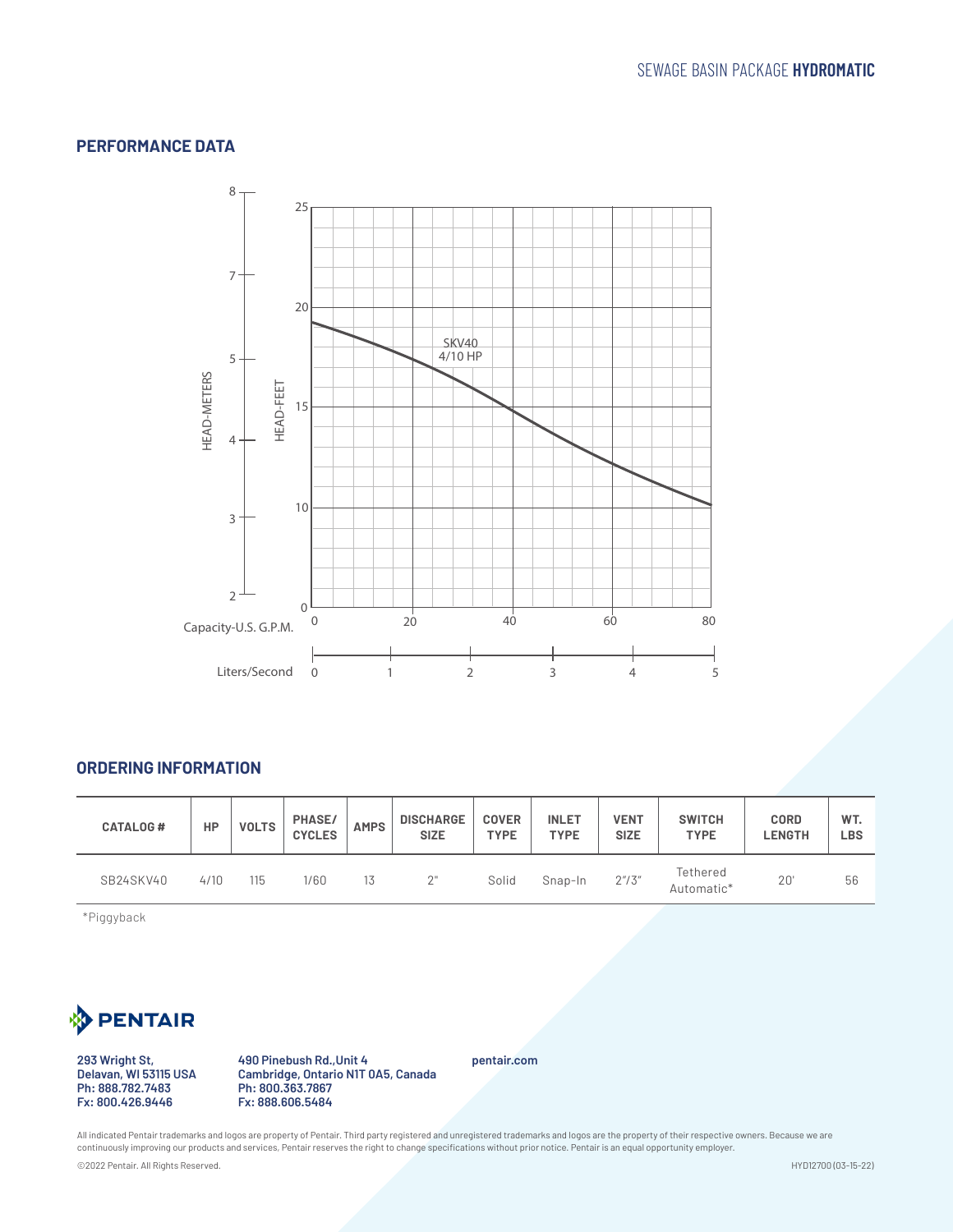## PERFORMANCE DATA

HEAD-METERS

8
7
5
4
3
2

HEAD-FEET

25
20
15
10
0

SKV40
4/10 HP

Capacity-U.S. G.P.M. 0 20 40 60 80

Liters/Second 0 1 2 3 4 5

## ORDERING INFORMATION

| CATALOG # | HP | VOLTS | PHASE/ CYCLES | AMPS | DISCHARGE SIZE | COVER TYPE | INLET TYPE | VENT SIZE | SWITCH TYPE | CORD LENGTH | WT. LBS |
|---|---|---|---|---|---|---|---|---|---|---|---|
| SB24SKV40 | 4/10 | 115 | 1/60 | 13 | 2" | Solid | Snap-In | 2"/3" | Tethered Automatic* | 20' | 56 |

*Piggyback

PENTAIR

**293 Wright St,**
**Delavan, WI 53115 USA**
**Ph: 888.782.7483**
**Fx: 800.426.9446**

**490 Pinebush Rd.,Unit 4**
**Cambridge, Ontario N1T 0A5, Canada**
**Ph: 800.363.7867**
**Fx: 888.606.5484**

**pentair.com**

All indicated Pentair trademarks and logos are property of Pentair. Third party registered and unregistered trademarks and logos are the property of their respective owners. Because we are continuously improving our products and services, Pentair reserves the right to change specifications without prior notice. Pentair is an equal opportunity employer.

©2022 Pentair. All Rights Reserved.

HYD12700 (03-15-22)